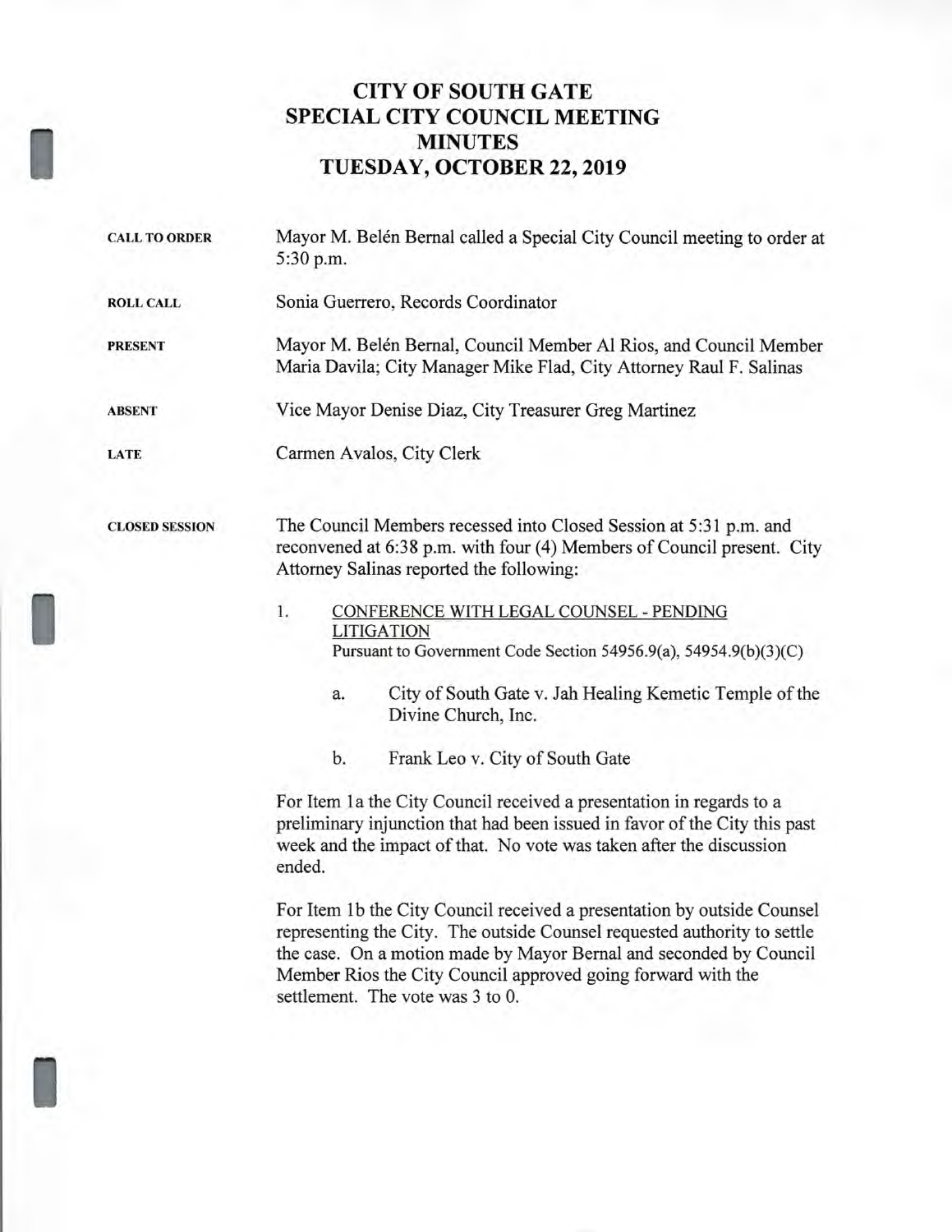# CITY OF SOUTH GATE
# SPECIAL CITY COUNCIL MEETING
# MINUTES
# TUESDAY, OCTOBER 22, 2019

**CALL TO ORDER**

Mayor M. Belén Bernal called a Special City Council meeting to order at 5:30 p.m.

**ROLL CALL**

Sonia Guerrero, Records Coordinator

**PRESENT**

Mayor M. Belén Bernal, Council Member Al Rios, and Council Member Maria Davila; City Manager Mike Flad, City Attorney Raul F. Salinas

**ABSENT**

Vice Mayor Denise Diaz, City Treasurer Greg Martinez

**LATE**

Carmen Avalos, City Clerk

**CLOSED SESSION**

The Council Members recessed into Closed Session at 5:31 p.m. and reconvened at 6:38 p.m. with four (4) Members of Council present. City Attorney Salinas reported the following:

1. CONFERENCE WITH LEGAL COUNSEL - PENDING LITIGATION
   Pursuant to Government Code Section 54956.9(a), 54954.9(b)(3)(C)

   a. City of South Gate v. Jah Healing Kemetic Temple of the Divine Church, Inc.

   b. Frank Leo v. City of South Gate

For Item 1a the City Council received a presentation in regards to a preliminary injunction that had been issued in favor of the City this past week and the impact of that. No vote was taken after the discussion ended.

For Item 1b the City Council received a presentation by outside Counsel representing the City. The outside Counsel requested authority to settle the case. On a motion made by Mayor Bernal and seconded by Council Member Rios the City Council approved going forward with the settlement. The vote was 3 to 0.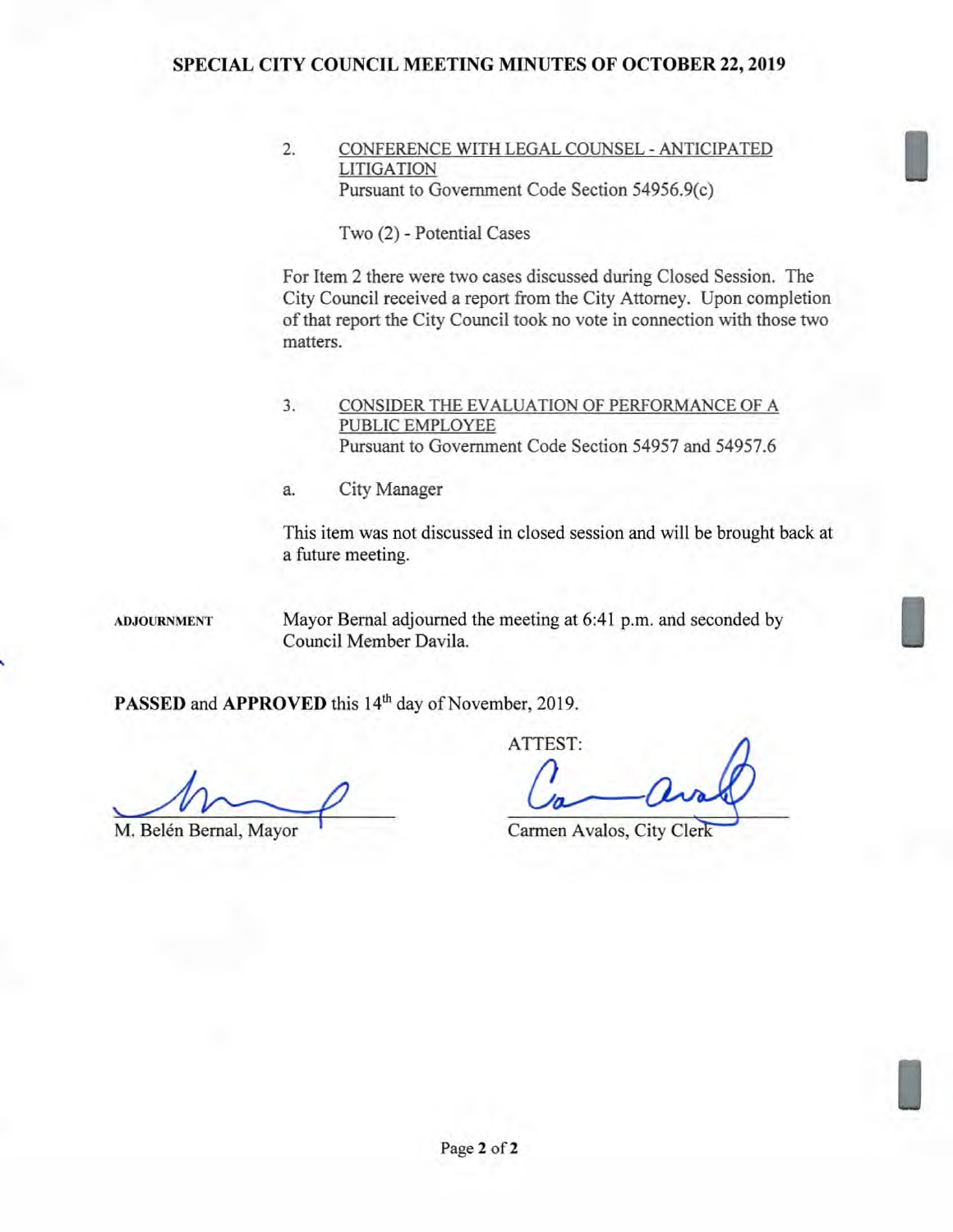2. <u>CONFERENCE WITH LEGAL COUNSEL - ANTICIPATED LITIGATION</u>
   Pursuant to Government Code Section 54956.9(c)

   Two (2) - Potential Cases

For Item 2 there were two cases discussed during Closed Session. The City Council received a report from the City Attorney. Upon completion of that report the City Council took no vote in connection with those two matters.

3. <u>CONSIDER THE EVALUATION OF PERFORMANCE OF A PUBLIC EMPLOYEE</u>
   Pursuant to Government Code Section 54957 and 54957.6

   a. City Manager

This item was not discussed in closed session and will be brought back at a future meeting.

**ADJOURNMENT** Mayor Bernal adjourned the meeting at 6:41 p.m. and seconded by Council Member Davila.

**PASSED** and **APPROVED** this 14th day of November, 2019.

M. Belén Bernal, Mayor

ATTEST:

Carmen Avalos, City Clerk